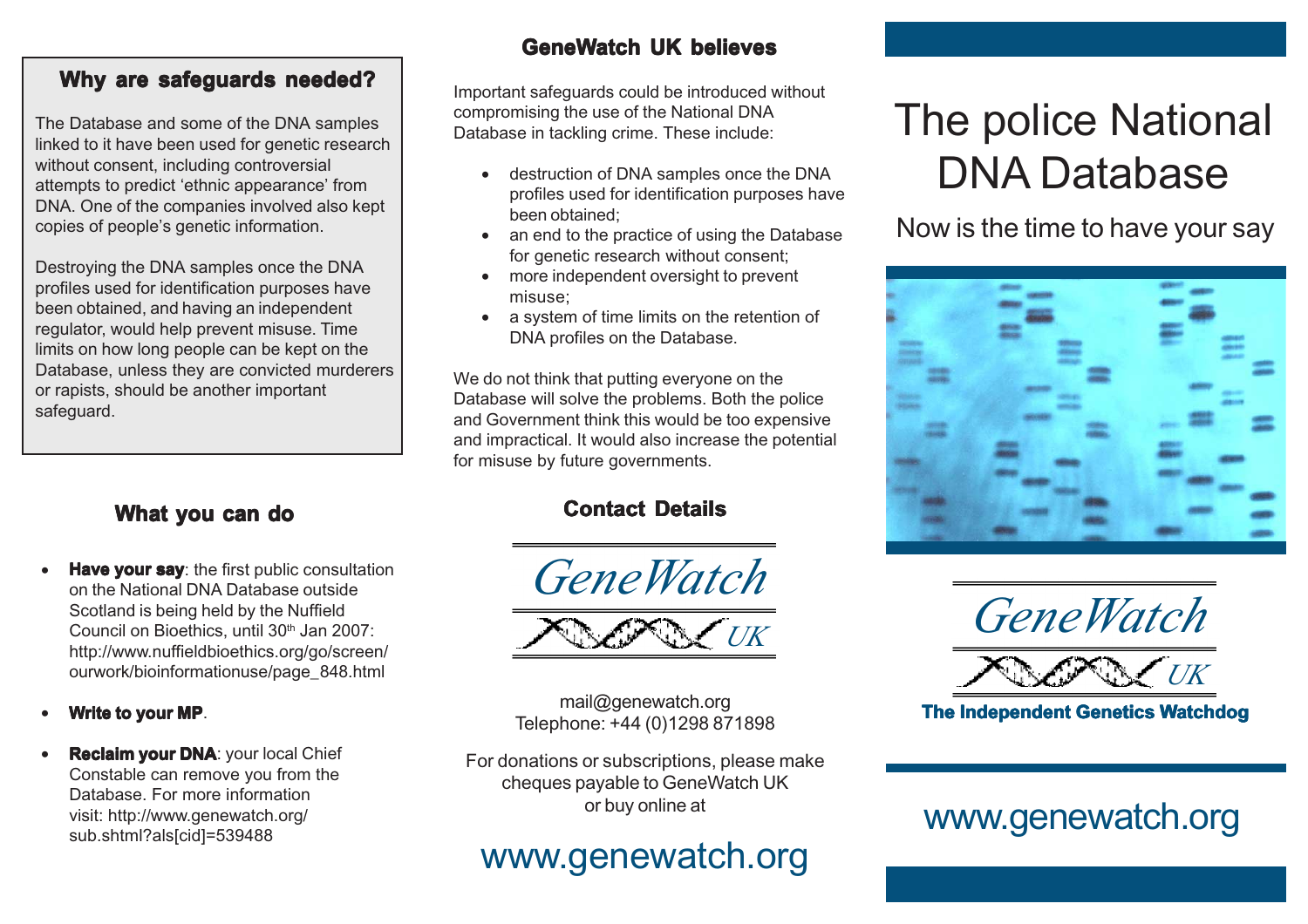## Why are safeguards needed?

The Database and some of the DNA samples linked to it have been used for genetic research without consent, including controversial attempts to predict 'ethnic appearance' from DNA. One of the companies involved also kept copies of people's genetic information.

Destroying the DNA samples once the DNA profiles used for identification purposes have been obtained, and having an independent regulator, would help prevent misuse. Time limits on how long people can be kept on the Database, unless they are convicted murderers or rapists, should be another important safeguard.

## What you can do

- **Have your say**: the first public consultation on the National DNA Database outside Scotland is being held by the Nuffield Council on Bioethics, until 30th Jan 2007: http://www.nuffieldbioethics.org/go/screen/ourwork/bioinformationuse/page_848.html
- **Write to your MP**.
- **Reclaim your DNA**: your local Chief Constable can remove you from the Database. For more information visit: http://www.genewatch.org/sub.shtml?als[cid]=539488

## GeneWatch UK believes

Important safeguards could be introduced without compromising the use of the National DNA Database in tackling crime. These include:

- destruction of DNA samples once the DNA profiles used for identification purposes have been obtained;
- an end to the practice of using the Database for genetic research without consent;
- more independent oversight to prevent misuse;
- a system of time limits on the retention of DNA profiles on the Database.

We do not think that putting everyone on the Database will solve the problems. Both the police and Government think this would be too expensive and impractical. It would also increase the potential for misuse by future governments.

## Contact Details

GeneWatch UK

mail@genewatch.org
Telephone: +44 (0)1298 871898

For donations or subscriptions, please make cheques payable to GeneWatch UK or buy online at

www.genewatch.org

# The police National DNA Database

## Now is the time to have your say

GeneWatch UK

**The Independent Genetics Watchdog**

www.genewatch.org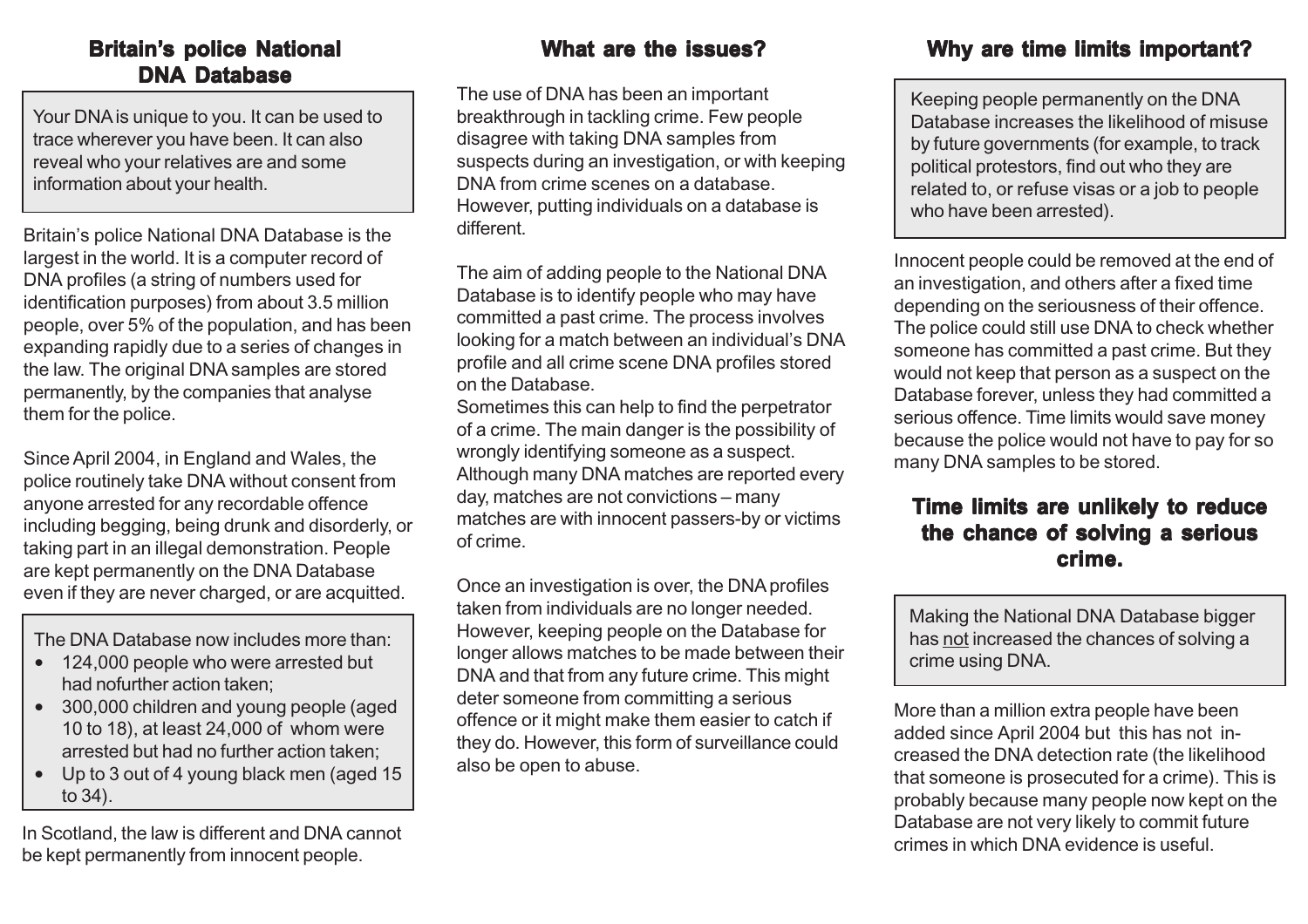## Britain's police National DNA Database

Your DNA is unique to you. It can be used to trace wherever you have been. It can also reveal who your relatives are and some information about your health.

Britain's police National DNA Database is the largest in the world. It is a computer record of DNA profiles (a string of numbers used for identification purposes) from about 3.5 million people, over 5% of the population, and has been expanding rapidly due to a series of changes in the law. The original DNA samples are stored permanently, by the companies that analyse them for the police.

Since April 2004, in England and Wales, the police routinely take DNA without consent from anyone arrested for any recordable offence including begging, being drunk and disorderly, or taking part in an illegal demonstration. People are kept permanently on the DNA Database even if they are never charged, or are acquitted.

The DNA Database now includes more than:

- 124,000 people who were arrested but had nofurther action taken;
- 300,000 children and young people (aged 10 to 18), at least 24,000 of whom were arrested but had no further action taken;
- Up to 3 out of 4 young black men (aged 15 to 34).

In Scotland, the law is different and DNA cannot be kept permanently from innocent people.

## What are the issues?

The use of DNA has been an important breakthrough in tackling crime. Few people disagree with taking DNA samples from suspects during an investigation, or with keeping DNA from crime scenes on a database. However, putting individuals on a database is different.

The aim of adding people to the National DNA Database is to identify people who may have committed a past crime. The process involves looking for a match between an individual's DNA profile and all crime scene DNA profiles stored on the Database.
Sometimes this can help to find the perpetrator of a crime. The main danger is the possibility of wrongly identifying someone as a suspect. Although many DNA matches are reported every day, matches are not convictions – many matches are with innocent passers-by or victims of crime.

Once an investigation is over, the DNA profiles taken from individuals are no longer needed. However, keeping people on the Database for longer allows matches to be made between their DNA and that from any future crime. This might deter someone from committing a serious offence or it might make them easier to catch if they do. However, this form of surveillance could also be open to abuse.

## Why are time limits important?

Keeping people permanently on the DNA Database increases the likelihood of misuse by future governments (for example, to track political protestors, find out who they are related to, or refuse visas or a job to people who have been arrested).

Innocent people could be removed at the end of an investigation, and others after a fixed time depending on the seriousness of their offence. The police could still use DNA to check whether someone has committed a past crime. But they would not keep that person as a suspect on the Database forever, unless they had committed a serious offence. Time limits would save money because the police would not have to pay for so many DNA samples to be stored.

## Time limits are unlikely to reduce the chance of solving a serious crime.

Making the National DNA Database bigger has not increased the chances of solving a crime using DNA.

More than a million extra people have been added since April 2004 but this has not increased the DNA detection rate (the likelihood that someone is prosecuted for a crime). This is probably because many people now kept on the Database are not very likely to commit future crimes in which DNA evidence is useful.